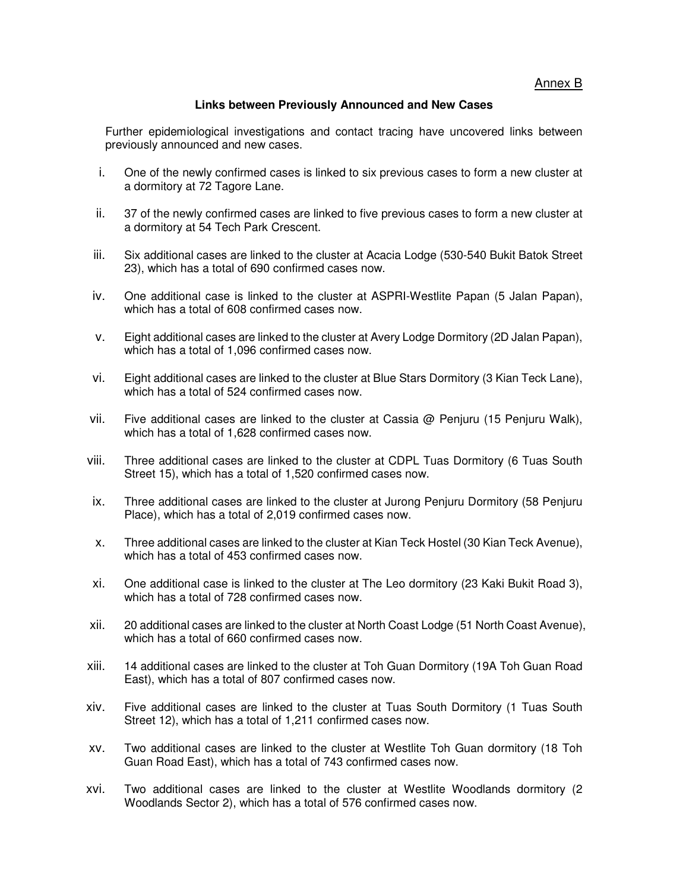Annex B

**Links between Previously Announced and New Cases**

Further epidemiological investigations and contact tracing have uncovered links between previously announced and new cases.

i. One of the newly confirmed cases is linked to six previous cases to form a new cluster at a dormitory at 72 Tagore Lane.

ii. 37 of the newly confirmed cases are linked to five previous cases to form a new cluster at a dormitory at 54 Tech Park Crescent.

iii. Six additional cases are linked to the cluster at Acacia Lodge (530-540 Bukit Batok Street 23), which has a total of 690 confirmed cases now.

iv. One additional case is linked to the cluster at ASPRI-Westlite Papan (5 Jalan Papan), which has a total of 608 confirmed cases now.

v. Eight additional cases are linked to the cluster at Avery Lodge Dormitory (2D Jalan Papan), which has a total of 1,096 confirmed cases now.

vi. Eight additional cases are linked to the cluster at Blue Stars Dormitory (3 Kian Teck Lane), which has a total of 524 confirmed cases now.

vii. Five additional cases are linked to the cluster at Cassia @ Penjuru (15 Penjuru Walk), which has a total of 1,628 confirmed cases now.

viii. Three additional cases are linked to the cluster at CDPL Tuas Dormitory (6 Tuas South Street 15), which has a total of 1,520 confirmed cases now.

ix. Three additional cases are linked to the cluster at Jurong Penjuru Dormitory (58 Penjuru Place), which has a total of 2,019 confirmed cases now.

x. Three additional cases are linked to the cluster at Kian Teck Hostel (30 Kian Teck Avenue), which has a total of 453 confirmed cases now.

xi. One additional case is linked to the cluster at The Leo dormitory (23 Kaki Bukit Road 3), which has a total of 728 confirmed cases now.

xii. 20 additional cases are linked to the cluster at North Coast Lodge (51 North Coast Avenue), which has a total of 660 confirmed cases now.

xiii. 14 additional cases are linked to the cluster at Toh Guan Dormitory (19A Toh Guan Road East), which has a total of 807 confirmed cases now.

xiv. Five additional cases are linked to the cluster at Tuas South Dormitory (1 Tuas South Street 12), which has a total of 1,211 confirmed cases now.

xv. Two additional cases are linked to the cluster at Westlite Toh Guan dormitory (18 Toh Guan Road East), which has a total of 743 confirmed cases now.

xvi. Two additional cases are linked to the cluster at Westlite Woodlands dormitory (2 Woodlands Sector 2), which has a total of 576 confirmed cases now.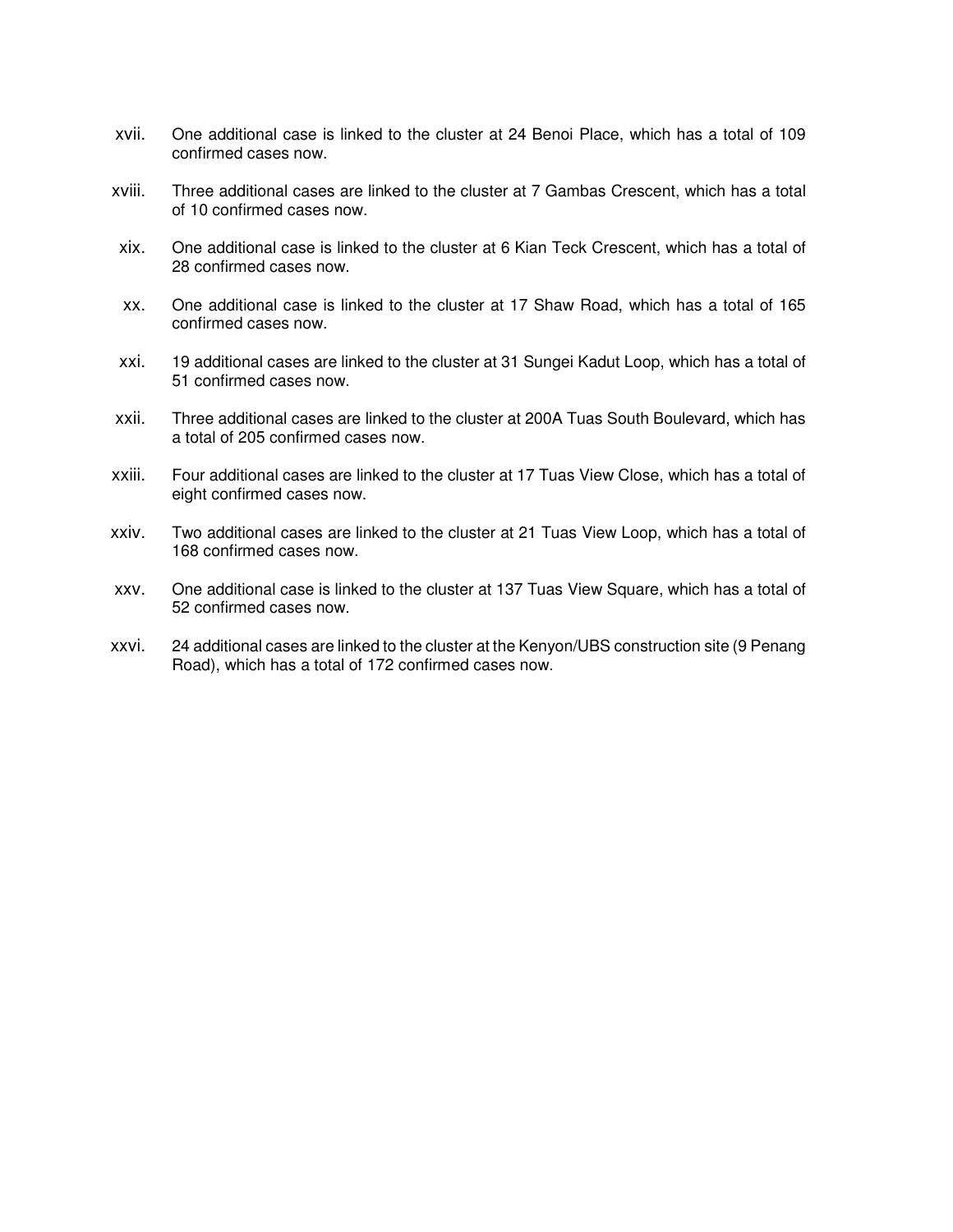xvii. One additional case is linked to the cluster at 24 Benoi Place, which has a total of 109 confirmed cases now.

xviii. Three additional cases are linked to the cluster at 7 Gambas Crescent, which has a total of 10 confirmed cases now.

xix. One additional case is linked to the cluster at 6 Kian Teck Crescent, which has a total of 28 confirmed cases now.

xx. One additional case is linked to the cluster at 17 Shaw Road, which has a total of 165 confirmed cases now.

xxi. 19 additional cases are linked to the cluster at 31 Sungei Kadut Loop, which has a total of 51 confirmed cases now.

xxii. Three additional cases are linked to the cluster at 200A Tuas South Boulevard, which has a total of 205 confirmed cases now.

xxiii. Four additional cases are linked to the cluster at 17 Tuas View Close, which has a total of eight confirmed cases now.

xxiv. Two additional cases are linked to the cluster at 21 Tuas View Loop, which has a total of 168 confirmed cases now.

xxv. One additional case is linked to the cluster at 137 Tuas View Square, which has a total of 52 confirmed cases now.

xxvi. 24 additional cases are linked to the cluster at the Kenyon/UBS construction site (9 Penang Road), which has a total of 172 confirmed cases now.